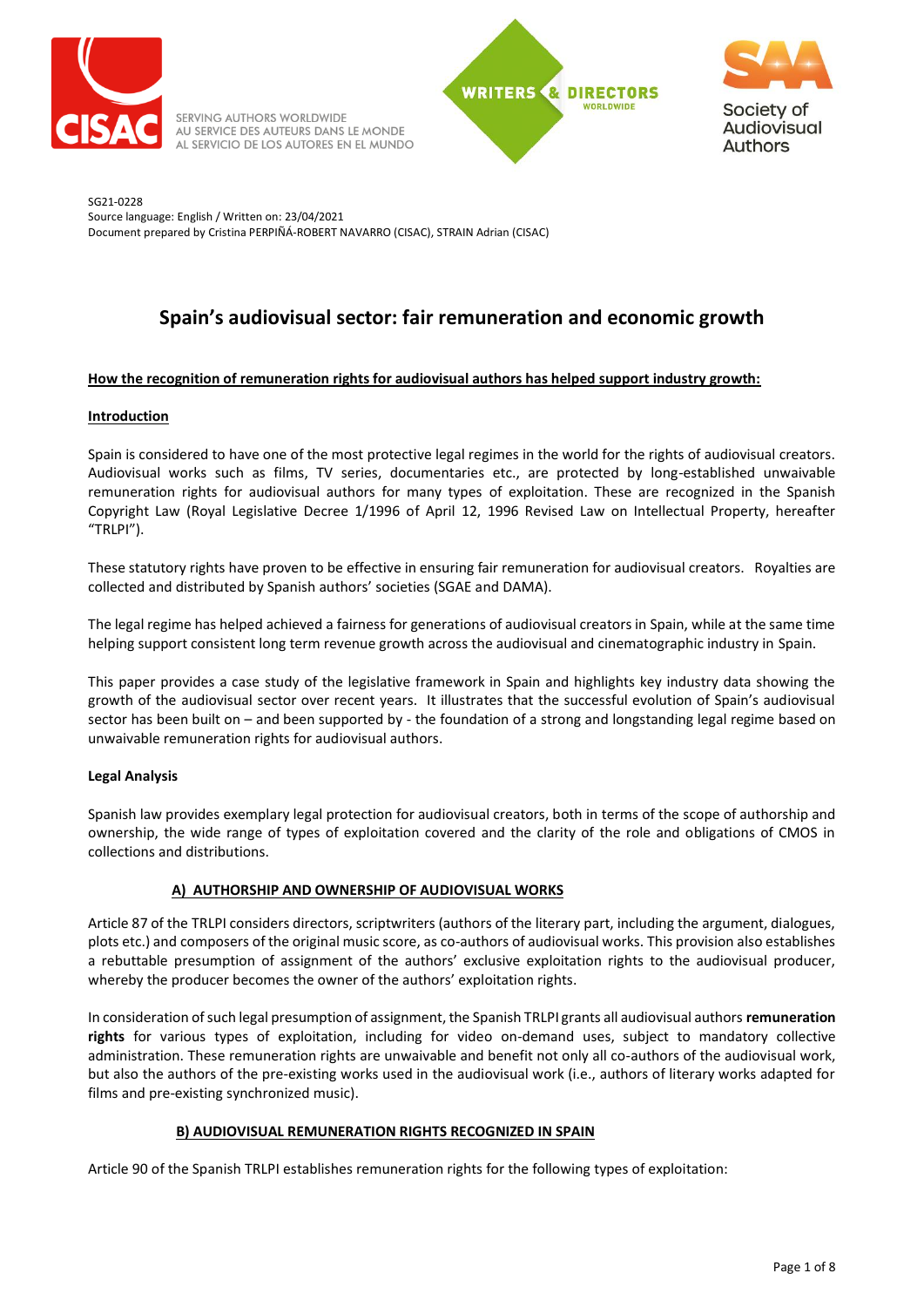SERVING AUTHORS WORLDWIDE
AU SERVICE DES AUTEURS DANS LE MONDE
AL SERVICIO DE LOS AUTORES EN EL MUNDO

SG21-0228
Source language: English / Written on: 23/04/2021
Document prepared by Cristina PERPIÑÁ-ROBERT NAVARRO (CISAC), STRAIN Adrian (CISAC)

# Spain's audiovisual sector: fair remuneration and economic growth

**How the recognition of remuneration rights for audiovisual authors has helped support industry growth:**

## Introduction

Spain is considered to have one of the most protective legal regimes in the world for the rights of audiovisual creators. Audiovisual works such as films, TV series, documentaries etc., are protected by long-established unwaivable remuneration rights for audiovisual authors for many types of exploitation. These are recognized in the Spanish Copyright Law (Royal Legislative Decree 1/1996 of April 12, 1996 Revised Law on Intellectual Property, hereafter "TRLPI").

These statutory rights have proven to be effective in ensuring fair remuneration for audiovisual creators. Royalties are collected and distributed by Spanish authors' societies (SGAE and DAMA).

The legal regime has helped achieved a fairness for generations of audiovisual creators in Spain, while at the same time helping support consistent long term revenue growth across the audiovisual and cinematographic industry in Spain.

This paper provides a case study of the legislative framework in Spain and highlights key industry data showing the growth of the audiovisual sector over recent years. It illustrates that the successful evolution of Spain's audiovisual sector has been built on – and been supported by - the foundation of a strong and longstanding legal regime based on unwaivable remuneration rights for audiovisual authors.

## Legal Analysis

Spanish law provides exemplary legal protection for audiovisual creators, both in terms of the scope of authorship and ownership, the wide range of types of exploitation covered and the clarity of the role and obligations of CMOS in collections and distributions.

### A) AUTHORSHIP AND OWNERSHIP OF AUDIOVISUAL WORKS

Article 87 of the TRLPI considers directors, scriptwriters (authors of the literary part, including the argument, dialogues, plots etc.) and composers of the original music score, as co-authors of audiovisual works. This provision also establishes a rebuttable presumption of assignment of the authors' exclusive exploitation rights to the audiovisual producer, whereby the producer becomes the owner of the authors' exploitation rights.

In consideration of such legal presumption of assignment, the Spanish TRLPI grants all audiovisual authors **remuneration rights** for various types of exploitation, including for video on-demand uses, subject to mandatory collective administration. These remuneration rights are unwaivable and benefit not only all co-authors of the audiovisual work, but also the authors of the pre-existing works used in the audiovisual work (i.e., authors of literary works adapted for films and pre-existing synchronized music).

### B) AUDIOVISUAL REMUNERATION RIGHTS RECOGNIZED IN SPAIN

Article 90 of the Spanish TRLPI establishes remuneration rights for the following types of exploitation: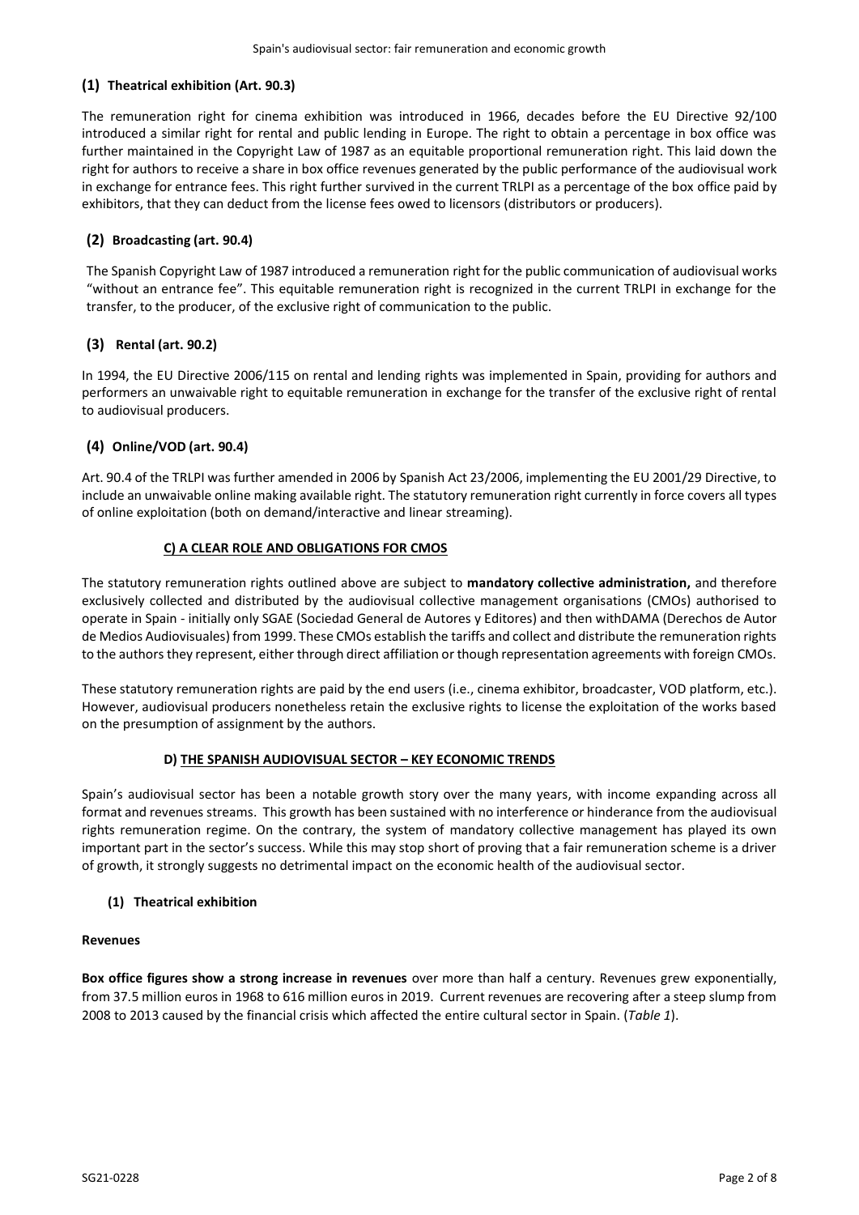### (1) Theatrical exhibition (Art. 90.3)

The remuneration right for cinema exhibition was introduced in 1966, decades before the EU Directive 92/100 introduced a similar right for rental and public lending in Europe. The right to obtain a percentage in box office was further maintained in the Copyright Law of 1987 as an equitable proportional remuneration right. This laid down the right for authors to receive a share in box office revenues generated by the public performance of the audiovisual work in exchange for entrance fees. This right further survived in the current TRLPI as a percentage of the box office paid by exhibitors, that they can deduct from the license fees owed to licensors (distributors or producers).

### (2) Broadcasting (art. 90.4)

The Spanish Copyright Law of 1987 introduced a remuneration right for the public communication of audiovisual works "without an entrance fee". This equitable remuneration right is recognized in the current TRLPI in exchange for the transfer, to the producer, of the exclusive right of communication to the public.

### (3) Rental (art. 90.2)

In 1994, the EU Directive 2006/115 on rental and lending rights was implemented in Spain, providing for authors and performers an unwaivable right to equitable remuneration in exchange for the transfer of the exclusive right of rental to audiovisual producers.

### (4) Online/VOD (art. 90.4)

Art. 90.4 of the TRLPI was further amended in 2006 by Spanish Act 23/2006, implementing the EU 2001/29 Directive, to include an unwaivable online making available right. The statutory remuneration right currently in force covers all types of online exploitation (both on demand/interactive and linear streaming).

## C) A CLEAR ROLE AND OBLIGATIONS FOR CMOS

The statutory remuneration rights outlined above are subject to **mandatory collective administration,** and therefore exclusively collected and distributed by the audiovisual collective management organisations (CMOs) authorised to operate in Spain - initially only SGAE (Sociedad General de Autores y Editores) and then withDAMA (Derechos de Autor de Medios Audiovisuales) from 1999. These CMOs establish the tariffs and collect and distribute the remuneration rights to the authors they represent, either through direct affiliation or though representation agreements with foreign CMOs.

These statutory remuneration rights are paid by the end users (i.e., cinema exhibitor, broadcaster, VOD platform, etc.). However, audiovisual producers nonetheless retain the exclusive rights to license the exploitation of the works based on the presumption of assignment by the authors.

## D) THE SPANISH AUDIOVISUAL SECTOR – KEY ECONOMIC TRENDS

Spain's audiovisual sector has been a notable growth story over the many years, with income expanding across all format and revenues streams. This growth has been sustained with no interference or hinderance from the audiovisual rights remuneration regime. On the contrary, the system of mandatory collective management has played its own important part in the sector's success. While this may stop short of proving that a fair remuneration scheme is a driver of growth, it strongly suggests no detrimental impact on the economic health of the audiovisual sector.

### (1) Theatrical exhibition

**Revenues**

**Box office figures show a strong increase in revenues** over more than half a century. Revenues grew exponentially, from 37.5 million euros in 1968 to 616 million euros in 2019. Current revenues are recovering after a steep slump from 2008 to 2013 caused by the financial crisis which affected the entire cultural sector in Spain. (*Table 1*).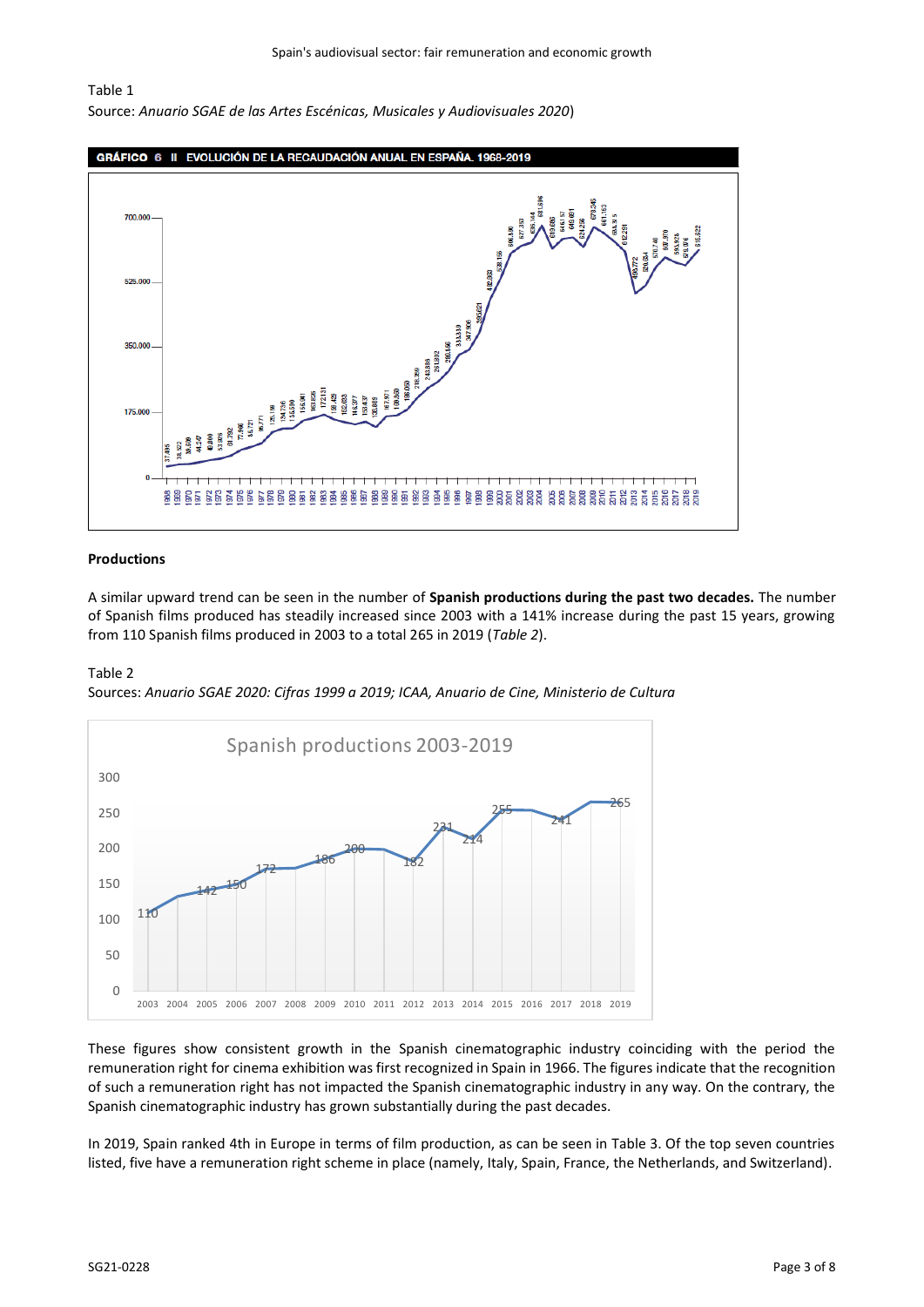Table 1

Source: *Anuario SGAE de las Artes Escénicas, Musicales y Audiovisuales 2020*)

### Productions

A similar upward trend can be seen in the number of **Spanish productions during the past two decades.** The number of Spanish films produced has steadily increased since 2003 with a 141% increase during the past 15 years, growing from 110 Spanish films produced in 2003 to a total 265 in 2019 (*Table 2*).

Table 2

Sources: *Anuario SGAE 2020: Cifras 1999 a 2019; ICAA, Anuario de Cine, Ministerio de Cultura*

These figures show consistent growth in the Spanish cinematographic industry coinciding with the period the remuneration right for cinema exhibition was first recognized in Spain in 1966. The figures indicate that the recognition of such a remuneration right has not impacted the Spanish cinematographic industry in any way. On the contrary, the Spanish cinematographic industry has grown substantially during the past decades.

In 2019, Spain ranked 4th in Europe in terms of film production, as can be seen in Table 3. Of the top seven countries listed, five have a remuneration right scheme in place (namely, Italy, Spain, France, the Netherlands, and Switzerland).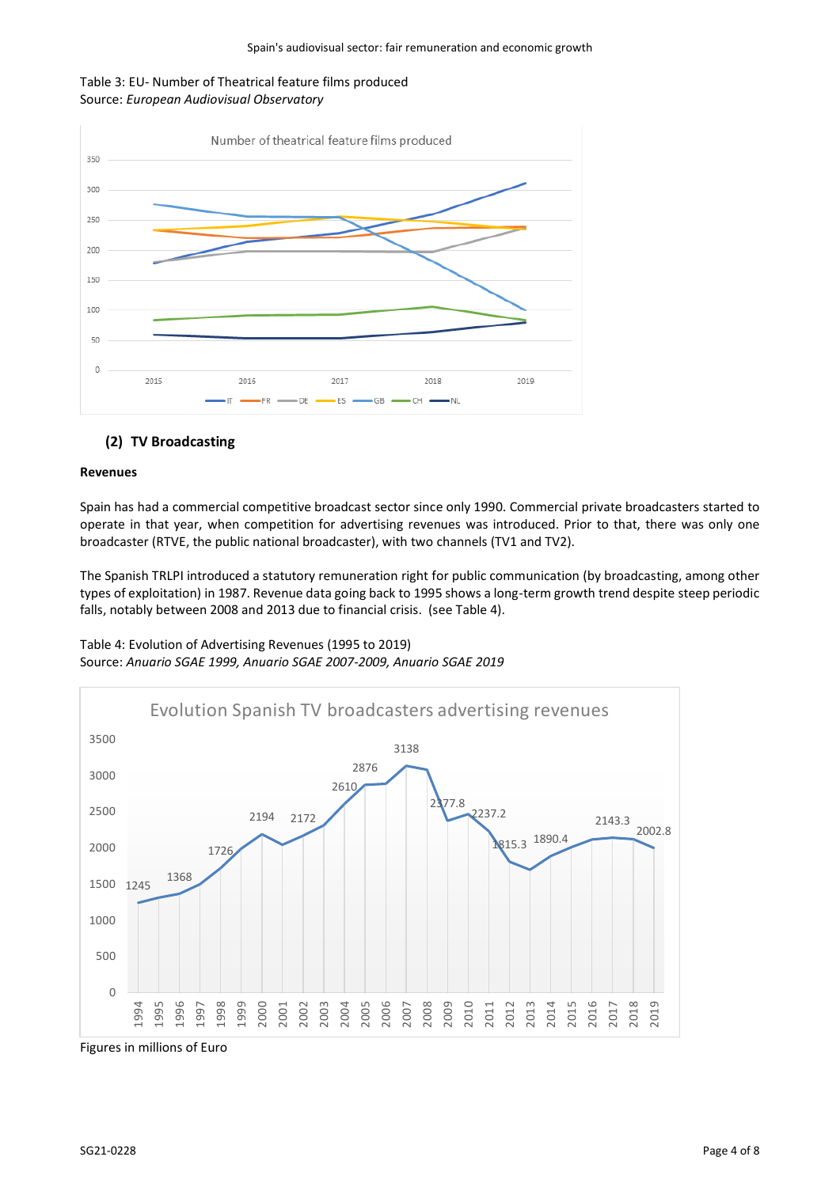Table 3: EU- Number of Theatrical feature films produced
Source: *European Audiovisual Observatory*

### (2) TV Broadcasting

**Revenues**

Spain has had a commercial competitive broadcast sector since only 1990. Commercial private broadcasters started to operate in that year, when competition for advertising revenues was introduced. Prior to that, there was only one broadcaster (RTVE, the public national broadcaster), with two channels (TV1 and TV2).

The Spanish TRLPI introduced a statutory remuneration right for public communication (by broadcasting, among other types of exploitation) in 1987. Revenue data going back to 1995 shows a long-term growth trend despite steep periodic falls, notably between 2008 and 2013 due to financial crisis. (see Table 4).

Table 4: Evolution of Advertising Revenues (1995 to 2019)
Source: *Anuario SGAE 1999, Anuario SGAE 2007-2009, Anuario SGAE 2019*

Figures in millions of Euro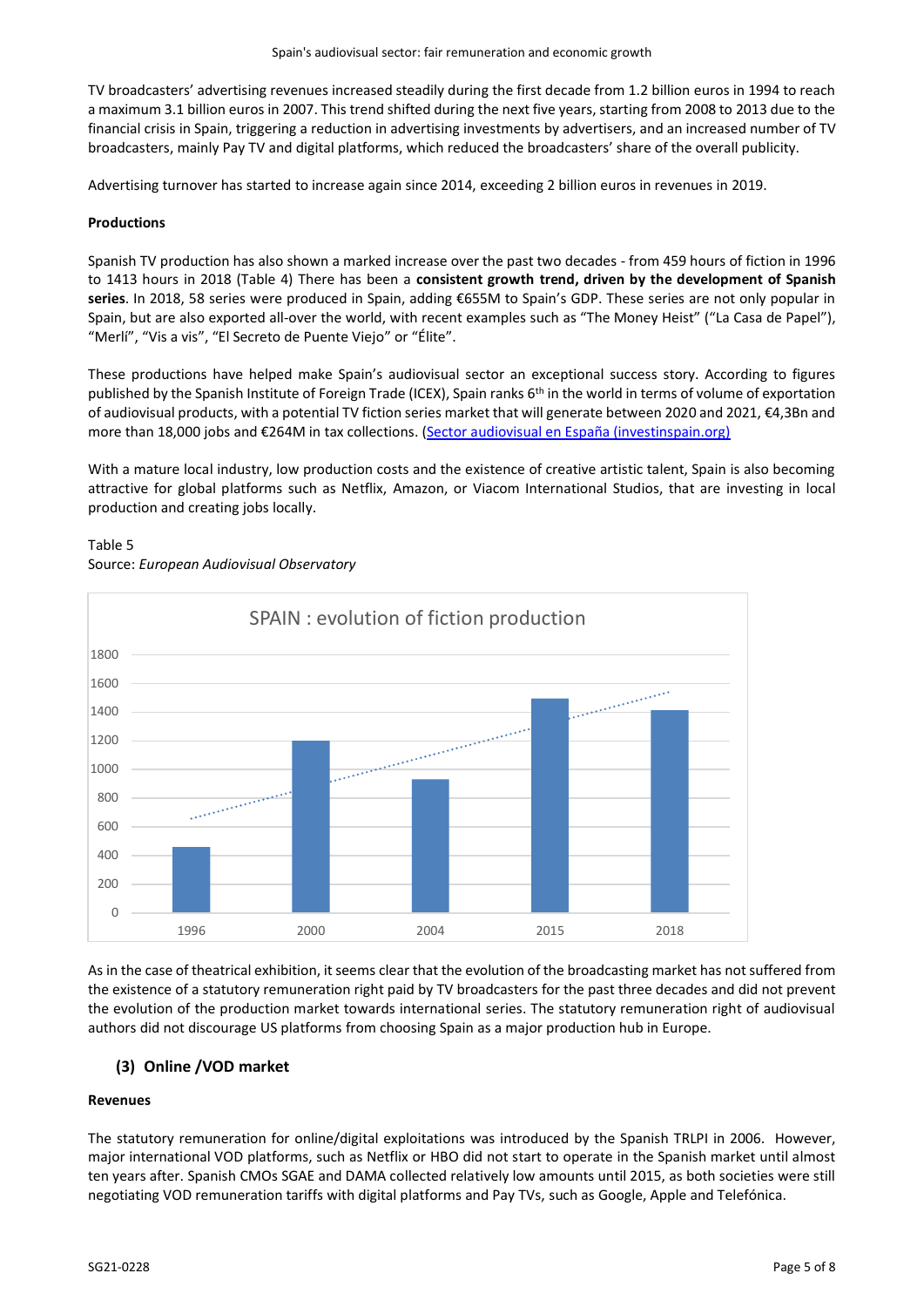TV broadcasters' advertising revenues increased steadily during the first decade from 1.2 billion euros in 1994 to reach a maximum 3.1 billion euros in 2007. This trend shifted during the next five years, starting from 2008 to 2013 due to the financial crisis in Spain, triggering a reduction in advertising investments by advertisers, and an increased number of TV broadcasters, mainly Pay TV and digital platforms, which reduced the broadcasters' share of the overall publicity.

Advertising turnover has started to increase again since 2014, exceeding 2 billion euros in revenues in 2019.

**Productions**

Spanish TV production has also shown a marked increase over the past two decades - from 459 hours of fiction in 1996 to 1413 hours in 2018 (Table 4) There has been a **consistent growth trend, driven by the development of Spanish series**. In 2018, 58 series were produced in Spain, adding €655M to Spain's GDP. These series are not only popular in Spain, but are also exported all-over the world, with recent examples such as "The Money Heist" ("La Casa de Papel"), "Merlí", "Vis a vis", "El Secreto de Puente Viejo" or "Élite".

These productions have helped make Spain's audiovisual sector an exceptional success story. According to figures published by the Spanish Institute of Foreign Trade (ICEX), Spain ranks 6th in the world in terms of volume of exportation of audiovisual products, with a potential TV fiction series market that will generate between 2020 and 2021, €4,3Bn and more than 18,000 jobs and €264M in tax collections. (Sector audiovisual en España (investinspain.org))

With a mature local industry, low production costs and the existence of creative artistic talent, Spain is also becoming attractive for global platforms such as Netflix, Amazon, or Viacom International Studios, that are investing in local production and creating jobs locally.

Table 5
Source: *European Audiovisual Observatory*

SPAIN : evolution of fiction production

| Year | Hours (approx.) |
|---|---|
| 1996 | 459 |
| 2000 | 1200 |
| 2004 | 930 |
| 2015 | 1500 |
| 2018 | 1413 |

As in the case of theatrical exhibition, it seems clear that the evolution of the broadcasting market has not suffered from the existence of a statutory remuneration right paid by TV broadcasters for the past three decades and did not prevent the evolution of the production market towards international series. The statutory remuneration right of audiovisual authors did not discourage US platforms from choosing Spain as a major production hub in Europe.

## (3) Online /VOD market

**Revenues**

The statutory remuneration for online/digital exploitations was introduced by the Spanish TRLPI in 2006. However, major international VOD platforms, such as Netflix or HBO did not start to operate in the Spanish market until almost ten years after. Spanish CMOs SGAE and DAMA collected relatively low amounts until 2015, as both societies were still negotiating VOD remuneration tariffs with digital platforms and Pay TVs, such as Google, Apple and Telefónica.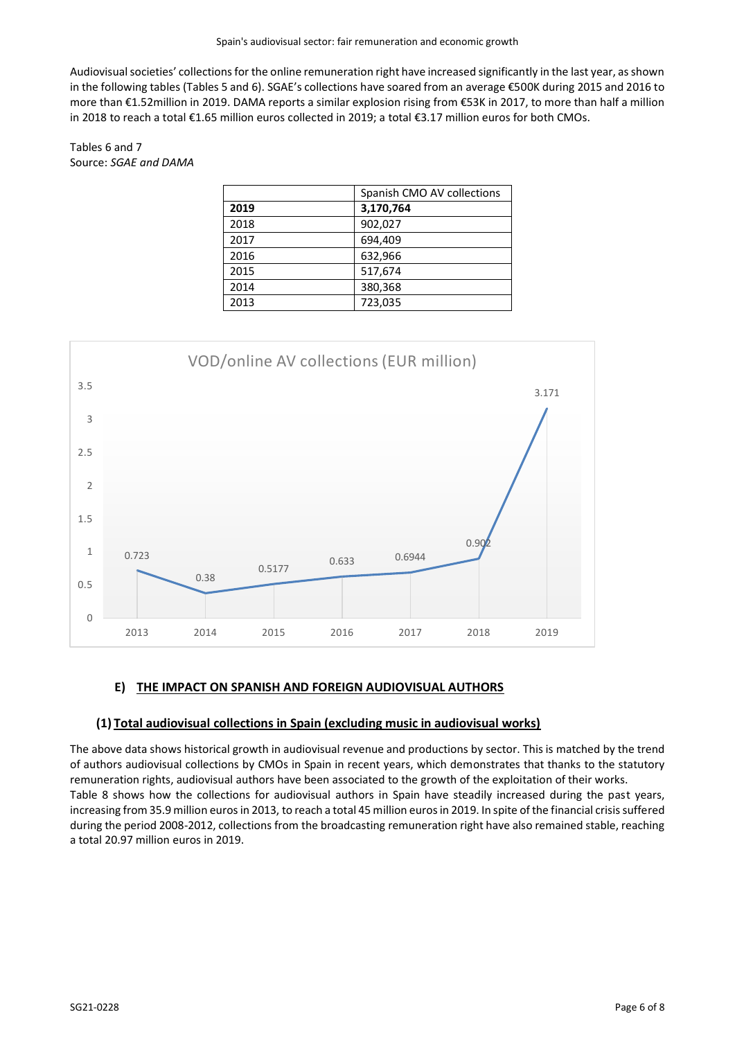Audiovisual societies' collections for the online remuneration right have increased significantly in the last year, as shown in the following tables (Tables 5 and 6). SGAE's collections have soared from an average €500K during 2015 and 2016 to more than €1.52million in 2019. DAMA reports a similar explosion rising from €53K in 2017, to more than half a million in 2018 to reach a total €1.65 million euros collected in 2019; a total €3.17 million euros for both CMOs.

Tables 6 and 7
Source: *SGAE and DAMA*

| | Spanish CMO AV collections |
|---|---|
| **2019** | **3,170,764** |
| 2018 | 902,027 |
| 2017 | 694,409 |
| 2016 | 632,966 |
| 2015 | 517,674 |
| 2014 | 380,368 |
| 2013 | 723,035 |

VOD/online AV collections (EUR million)

| 2013 | 2014 | 2015 | 2016 | 2017 | 2018 | 2019 |
|---|---|---|---|---|---|---|
| 0.723 | 0.38 | 0.5177 | 0.633 | 0.6944 | 0.902 | 3.171 |

### E) THE IMPACT ON SPANISH AND FOREIGN AUDIOVISUAL AUTHORS

#### (1) Total audiovisual collections in Spain (excluding music in audiovisual works)

The above data shows historical growth in audiovisual revenue and productions by sector. This is matched by the trend of authors audiovisual collections by CMOs in Spain in recent years, which demonstrates that thanks to the statutory remuneration rights, audiovisual authors have been associated to the growth of the exploitation of their works.

Table 8 shows how the collections for audiovisual authors in Spain have steadily increased during the past years, increasing from 35.9 million euros in 2013, to reach a total 45 million euros in 2019. In spite of the financial crisis suffered during the period 2008-2012, collections from the broadcasting remuneration right have also remained stable, reaching a total 20.97 million euros in 2019.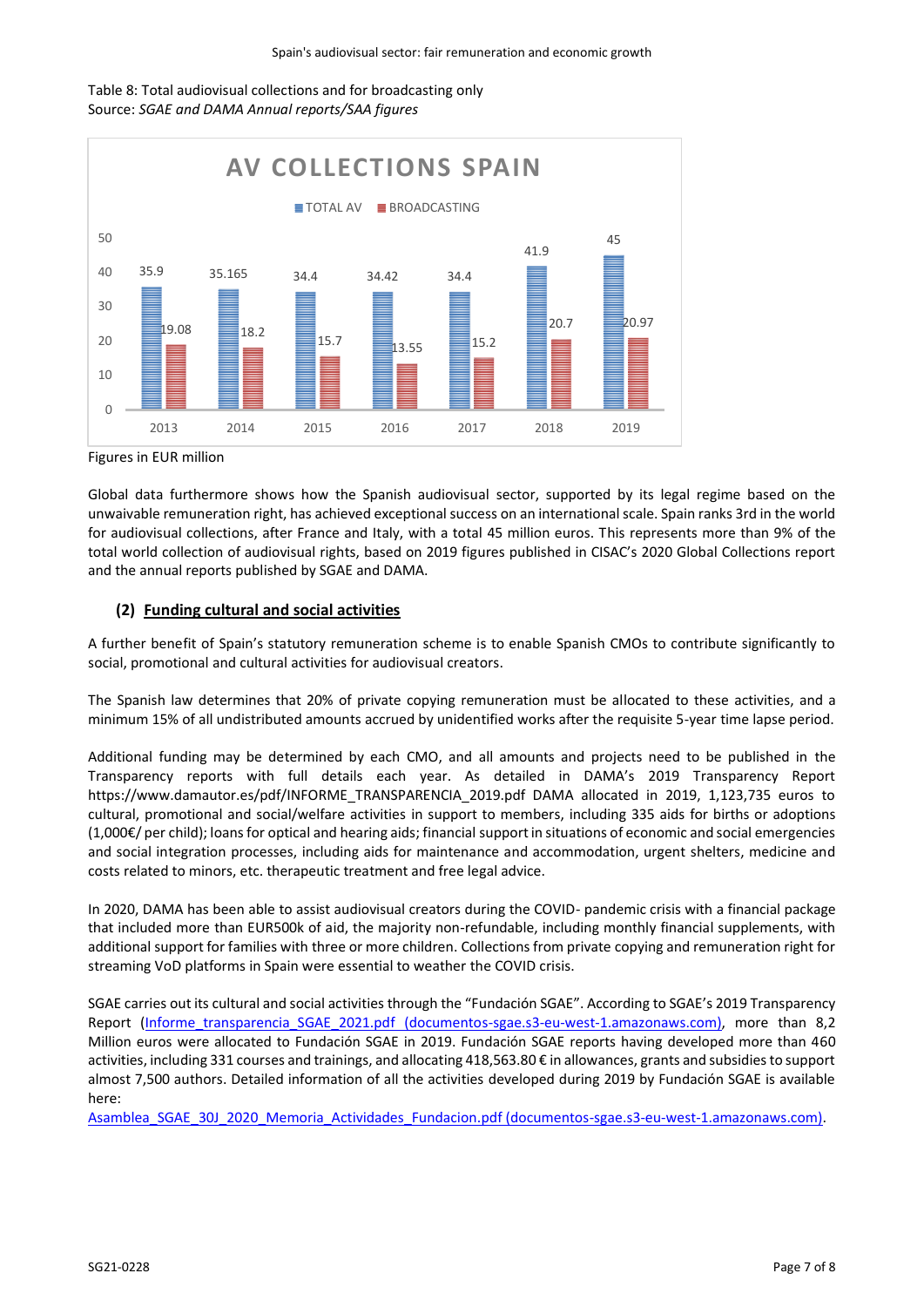Table 8: Total audiovisual collections and for broadcasting only
Source: *SGAE and DAMA Annual reports/SAA figures*

**AV COLLECTIONS SPAIN**

| Year | TOTAL AV | BROADCASTING |
|---|---|---|
| 2013 | 35.9 | 19.08 |
| 2014 | 35.165 | 18.2 |
| 2015 | 34.4 | 15.7 |
| 2016 | 34.42 | 13.55 |
| 2017 | 34.4 | 15.2 |
| 2018 | 41.9 | 20.7 |
| 2019 | 45 | 20.97 |

Figures in EUR million

Global data furthermore shows how the Spanish audiovisual sector, supported by its legal regime based on the unwaivable remuneration right, has achieved exceptional success on an international scale. Spain ranks 3rd in the world for audiovisual collections, after France and Italy, with a total 45 million euros. This represents more than 9% of the total world collection of audiovisual rights, based on 2019 figures published in CISAC's 2020 Global Collections report and the annual reports published by SGAE and DAMA.

### (2) Funding cultural and social activities

A further benefit of Spain's statutory remuneration scheme is to enable Spanish CMOs to contribute significantly to social, promotional and cultural activities for audiovisual creators.

The Spanish law determines that 20% of private copying remuneration must be allocated to these activities, and a minimum 15% of all undistributed amounts accrued by unidentified works after the requisite 5-year time lapse period.

Additional funding may be determined by each CMO, and all amounts and projects need to be published in the Transparency reports with full details each year. As detailed in DAMA's 2019 Transparency Report https://www.damautor.es/pdf/INFORME_TRANSPARENCIA_2019.pdf DAMA allocated in 2019, 1,123,735 euros to cultural, promotional and social/welfare activities in support to members, including 335 aids for births or adoptions (1,000€/ per child); loans for optical and hearing aids; financial support in situations of economic and social emergencies and social integration processes, including aids for maintenance and accommodation, urgent shelters, medicine and costs related to minors, etc. therapeutic treatment and free legal advice.

In 2020, DAMA has been able to assist audiovisual creators during the COVID- pandemic crisis with a financial package that included more than EUR500k of aid, the majority non-refundable, including monthly financial supplements, with additional support for families with three or more children. Collections from private copying and remuneration right for streaming VoD platforms in Spain were essential to weather the COVID crisis.

SGAE carries out its cultural and social activities through the "Fundación SGAE". According to SGAE's 2019 Transparency Report (Informe_transparencia_SGAE_2021.pdf (documentos-sgae.s3-eu-west-1.amazonaws.com)), more than 8,2 Million euros were allocated to Fundación SGAE in 2019. Fundación SGAE reports having developed more than 460 activities, including 331 courses and trainings, and allocating 418,563.80 € in allowances, grants and subsidies to support almost 7,500 authors. Detailed information of all the activities developed during 2019 by Fundación SGAE is available here:
Asamblea_SGAE_30J_2020_Memoria_Actividades_Fundacion.pdf (documentos-sgae.s3-eu-west-1.amazonaws.com).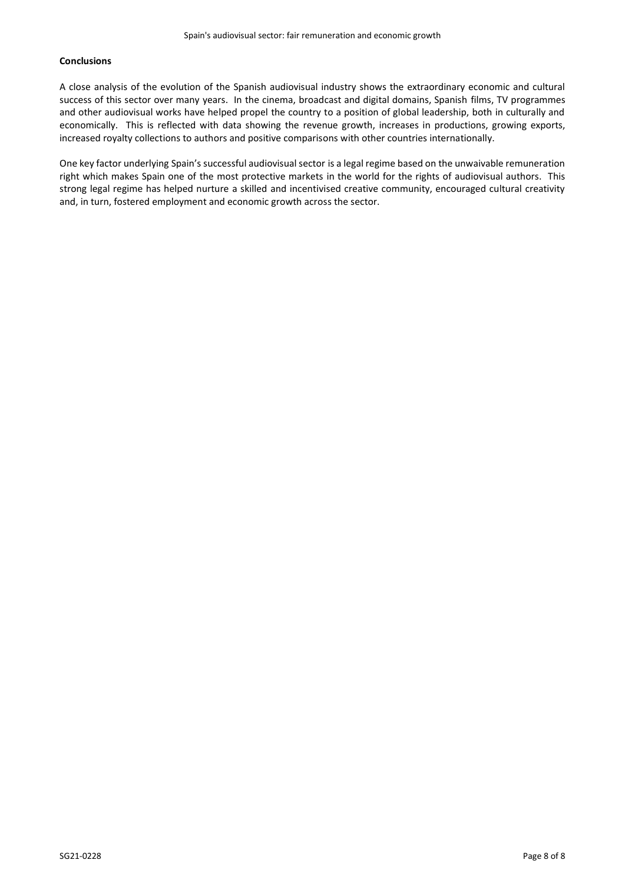**Conclusions**

A close analysis of the evolution of the Spanish audiovisual industry shows the extraordinary economic and cultural success of this sector over many years. In the cinema, broadcast and digital domains, Spanish films, TV programmes and other audiovisual works have helped propel the country to a position of global leadership, both in culturally and economically. This is reflected with data showing the revenue growth, increases in productions, growing exports, increased royalty collections to authors and positive comparisons with other countries internationally.

One key factor underlying Spain's successful audiovisual sector is a legal regime based on the unwaivable remuneration right which makes Spain one of the most protective markets in the world for the rights of audiovisual authors. This strong legal regime has helped nurture a skilled and incentivised creative community, encouraged cultural creativity and, in turn, fostered employment and economic growth across the sector.